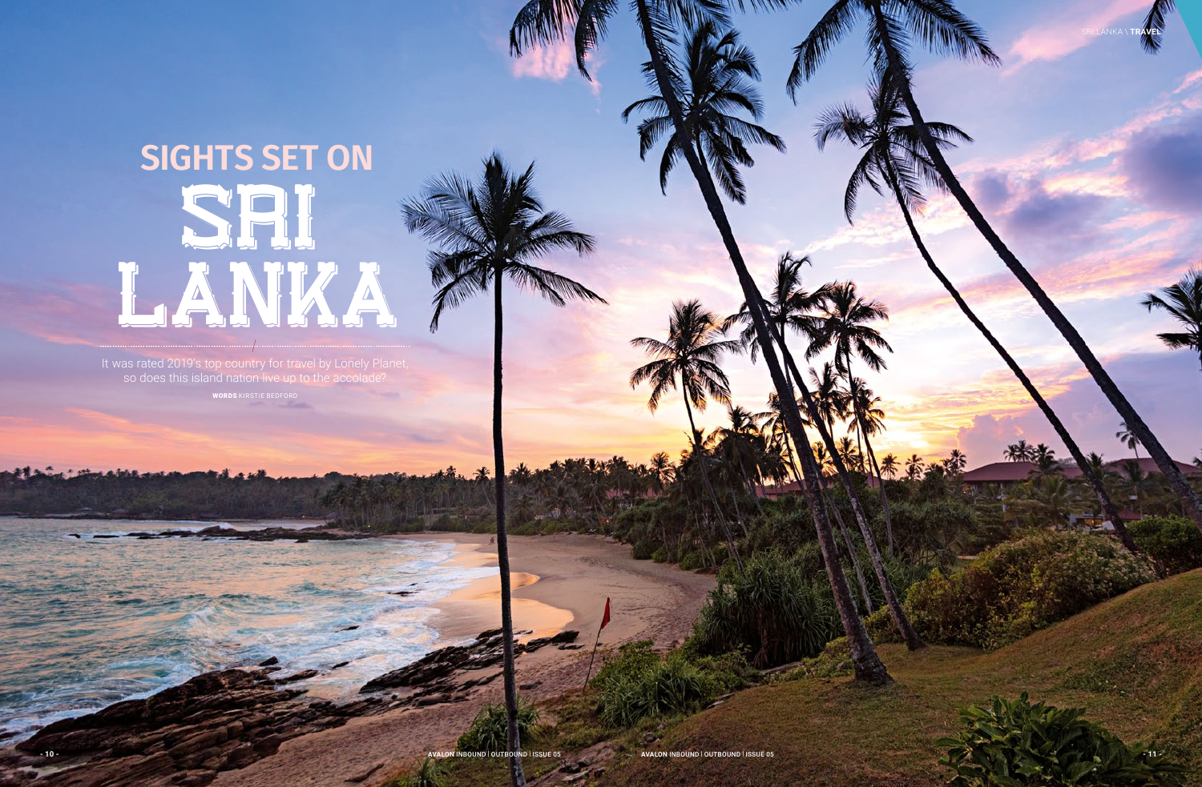# SIGHTS SET ON SRI LANKA

It was rated 2019's top country for travel by Lonely Planet, so does this island nation live up to the accolade?

**WORDS** KIRSTIE BEDFORD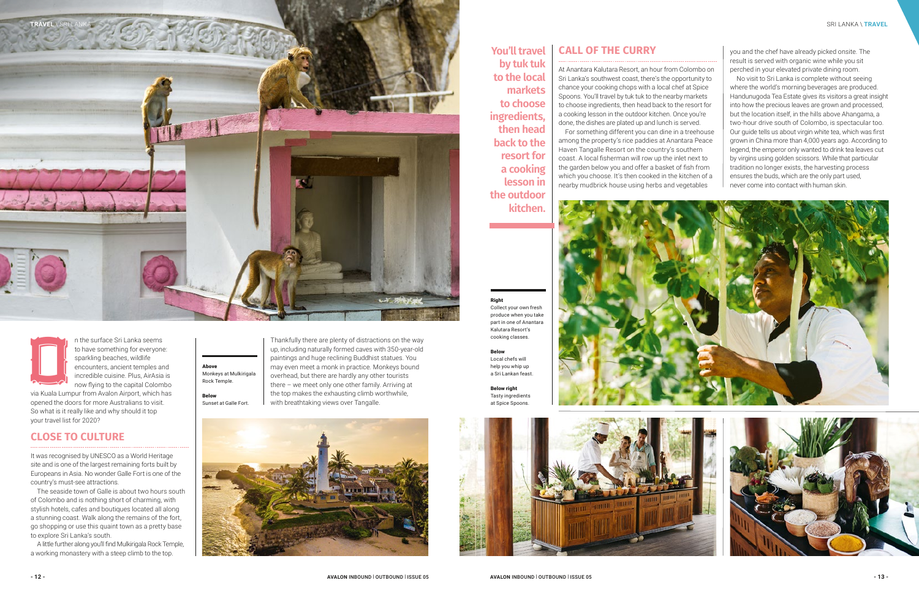**O**n the surface Sri Lanka seems to have something for everyone: sparkling beaches, wildlife encounters, ancient temples and incredible cuisine. Plus, AirAsia is now flying to the capital Colombo via Kuala Lumpur from Avalon Airport, which has opened the doors for more Australians to visit. So what is it really like and why should it top your travel list for 2020?

## CLOSE TO CULTURE

It was recognised by UNESCO as a World Heritage site and is one of the largest remaining forts built by Europeans in Asia. No wonder Galle Fort is one of the country's must-see attractions.

The seaside town of Galle is about two hours south of Colombo and is nothing short of charming, with stylish hotels, cafes and boutiques located all along a stunning coast. Walk along the remains of the fort, go shopping or use this quaint town as a pretty base to explore Sri Lanka's south.

A little further along you'll find Mulkirigala Rock Temple, a working monastery with a steep climb to the top.

**Above**
Monkeys at Mulkirigala Rock Temple.

**Below**
Sunset at Galle Fort.

Thankfully there are plenty of distractions on the way up, including naturally formed caves with 350-year-old paintings and huge reclining Buddhist statues. You may even meet a monk in practice. Monkeys bound overhead, but there are hardly any other tourists there – we meet only one other family. Arriving at the top makes the exhausting climb worthwhile, with breathtaking views over Tangalle.

**You'll travel by tuk tuk to the local markets to choose ingredients, then head back to the resort for a cooking lesson in the outdoor kitchen.**

## CALL OF THE CURRY

At Anantara Kalutara Resort, an hour from Colombo on Sri Lanka's southwest coast, there's the opportunity to chance your cooking chops with a local chef at Spice Spoons. You'll travel by tuk tuk to the nearby markets to choose ingredients, then head back to the resort for a cooking lesson in the outdoor kitchen. Once you're done, the dishes are plated up and lunch is served.

For something different you can dine in a treehouse among the property's rice paddies at Anantara Peace Haven Tangalle Resort on the country's southern coast. A local fisherman will row up the inlet next to the garden below you and offer a basket of fish from which you choose. It's then cooked in the kitchen of a nearby mudbrick house using herbs and vegetables you and the chef have already picked onsite. The result is served with organic wine while you sit perched in your elevated private dining room.

No visit to Sri Lanka is complete without seeing where the world's morning beverages are produced. Handunugoda Tea Estate gives its visitors a great insight into how the precious leaves are grown and processed, but the location itself, in the hills above Ahangama, a two-hour drive south of Colombo, is spectacular too. Our guide tells us about virgin white tea, which was first grown in China more than 4,000 years ago. According to legend, the emperor only wanted to drink tea leaves cut by virgins using golden scissors. While that particular tradition no longer exists, the harvesting process ensures the buds, which are the only part used, never come into contact with human skin.

**Right**
Collect your own fresh produce when you take part in one of Anantara Kalutara Resort's cooking classes.

**Below**
Local chefs will help you whip up a Sri Lankan feast.

**Below right**
Tasty ingredients at Spice Spoons.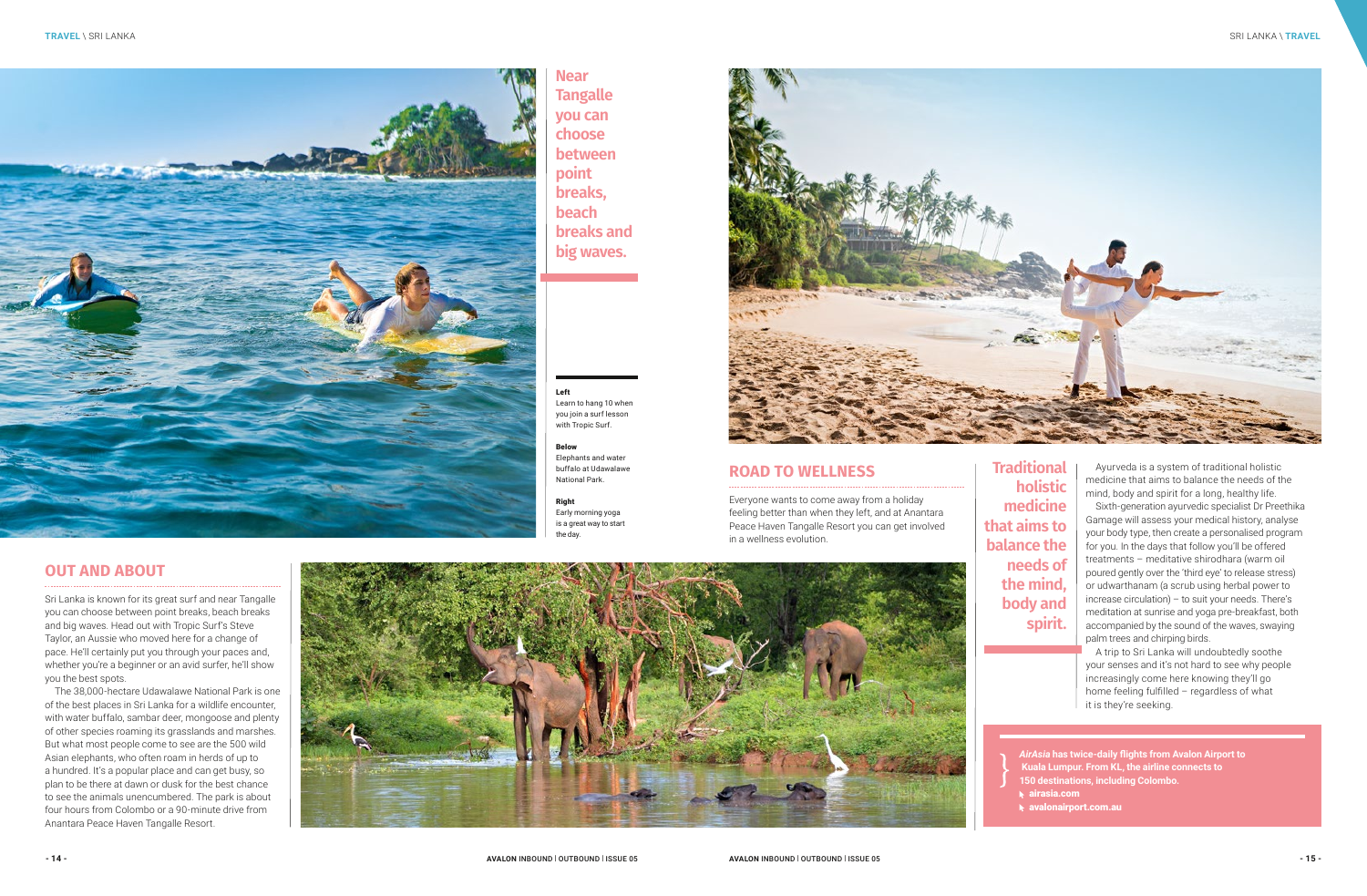Near Tangalle you can choose between point breaks, beach breaks and big waves.

**Left**
Learn to hang 10 when you join a surf lesson with Tropic Surf.

**Below**
Elephants and water buffalo at Udawalawe National Park.

**Right**
Early morning yoga is a great way to start the day.

## OUT AND ABOUT

Sri Lanka is known for its great surf and near Tangalle you can choose between point breaks, beach breaks and big waves. Head out with Tropic Surf's Steve Taylor, an Aussie who moved here for a change of pace. He'll certainly put you through your paces and, whether you're a beginner or an avid surfer, he'll show you the best spots.

The 38,000-hectare Udawalawe National Park is one of the best places in Sri Lanka for a wildlife encounter, with water buffalo, sambar deer, mongoose and plenty of other species roaming its grasslands and marshes. But what most people come to see are the 500 wild Asian elephants, who often roam in herds of up to a hundred. It's a popular place and can get busy, so plan to be there at dawn or dusk for the best chance to see the animals unencumbered. The park is about four hours from Colombo or a 90-minute drive from Anantara Peace Haven Tangalle Resort.

## ROAD TO WELLNESS

Everyone wants to come away from a holiday feeling better than when they left, and at Anantara Peace Haven Tangalle Resort you can get involved in a wellness evolution.

Traditional holistic medicine that aims to balance the needs of the mind, body and spirit.

Ayurveda is a system of traditional holistic medicine that aims to balance the needs of the mind, body and spirit for a long, healthy life.

Sixth-generation ayurvedic specialist Dr Preethika Gamage will assess your medical history, analyse your body type, then create a personalised program for you. In the days that follow you'll be offered treatments – meditative shirodhara (warm oil poured gently over the 'third eye' to release stress) or udwarthanam (a scrub using herbal power to increase circulation) – to suit your needs. There's meditation at sunrise and yoga pre-breakfast, both accompanied by the sound of the waves, swaying palm trees and chirping birds.

A trip to Sri Lanka will undoubtedly soothe your senses and it's not hard to see why people increasingly come here knowing they'll go home feeling fulfilled – regardless of what it is they're seeking.

**_AirAsia_ has twice-daily flights from Avalon Airport to Kuala Lumpur. From KL, the airline connects to 150 destinations, including Colombo.**
**airasia.com**
**avalonairport.com.au**